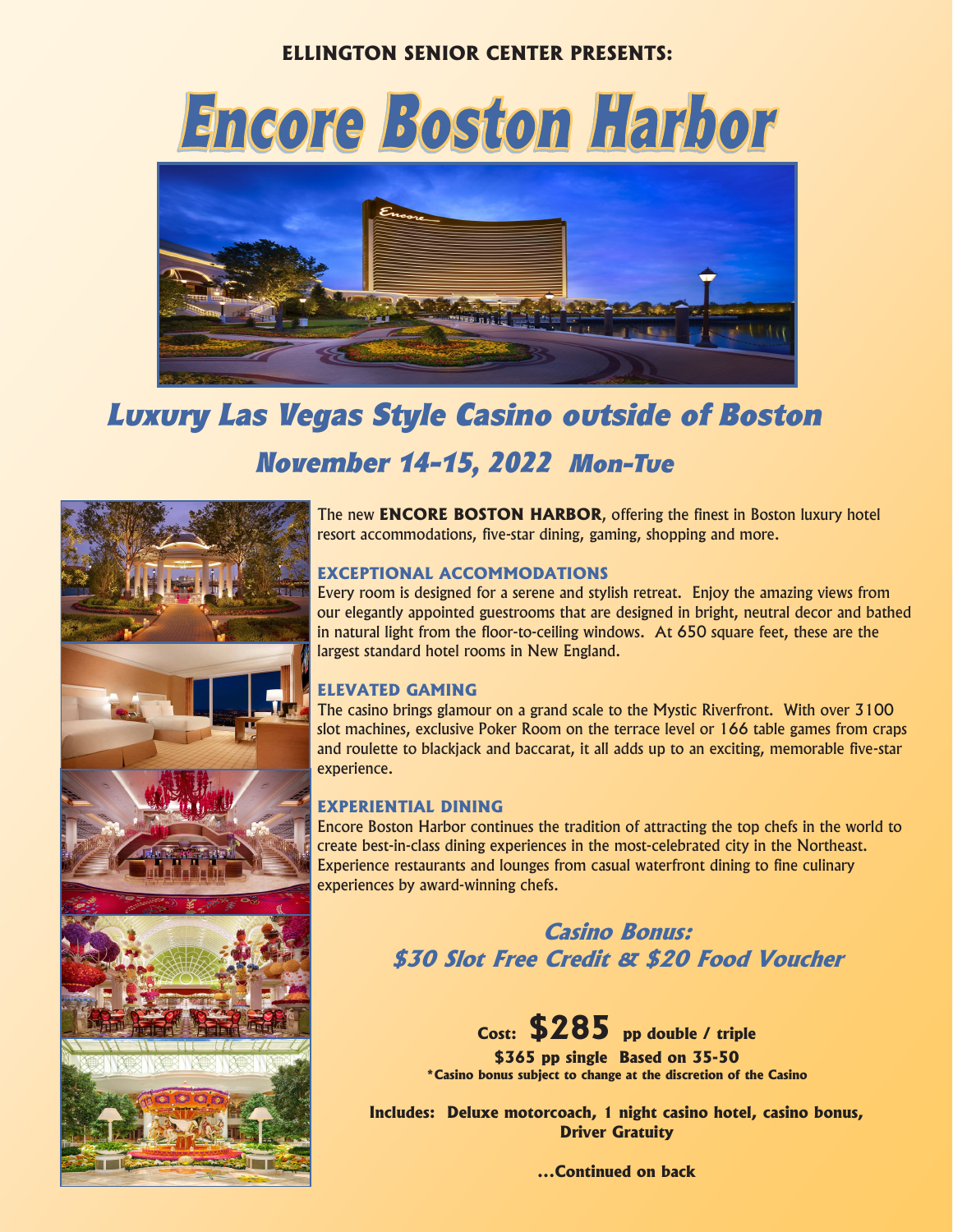**ELLINGTON SENIOR CENTER PRESENTS:**

# Encore Boston Harbor

## *Luxury Las Vegas Style Casino outside of Boston*

### *November 14-15, 2022 Mon-Tue*

The new **ENCORE BOSTON HARBOR**, offering the finest in Boston luxury hotel resort accommodations, five-star dining, gaming, shopping and more.

**EXCEPTIONAL ACCOMMODATIONS**

Every room is designed for a serene and stylish retreat. Enjoy the amazing views from our elegantly appointed guestrooms that are designed in bright, neutral decor and bathed in natural light from the floor-to-ceiling windows. At 650 square feet, these are the largest standard hotel rooms in New England.

**ELEVATED GAMING**

The casino brings glamour on a grand scale to the Mystic Riverfront. With over 3100 slot machines, exclusive Poker Room on the terrace level or 166 table games from craps and roulette to blackjack and baccarat, it all adds up to an exciting, memorable five-star experience.

**EXPERIENTIAL DINING**

Encore Boston Harbor continues the tradition of attracting the top chefs in the world to create best-in-class dining experiences in the most-celebrated city in the Northeast. Experience restaurants and lounges from casual waterfront dining to fine culinary experiences by award-winning chefs.

***Casino Bonus:***
***$30 Slot Free Credit & $20 Food Voucher***

**Cost: $285 pp double / triple**

**$365 pp single Based on 35-50**

**\*Casino bonus subject to change at the discretion of the Casino**

**Includes: Deluxe motorcoach, 1 night casino hotel, casino bonus, Driver Gratuity**

**...Continued on back**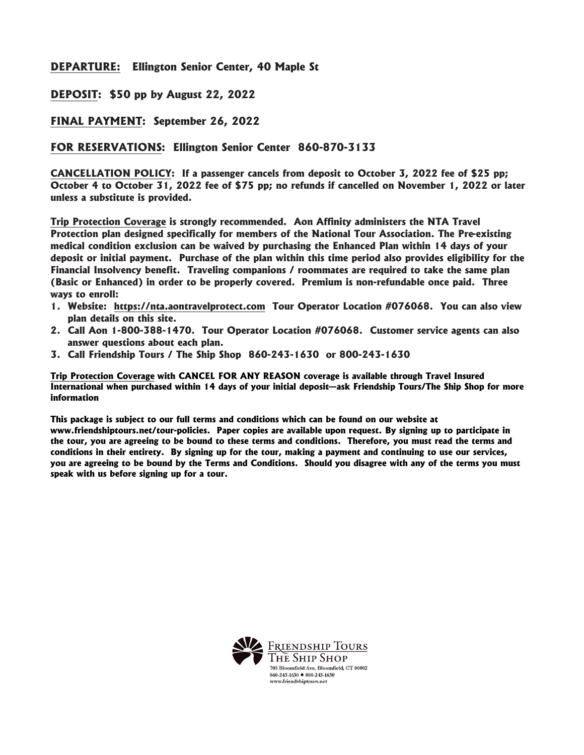**DEPARTURE:** **Ellington Senior Center, 40 Maple St**

**DEPOSIT:** **$50 pp by August 22, 2022**

**FINAL PAYMENT:** **September 26, 2022**

**FOR RESERVATIONS:** **Ellington Senior Center 860-870-3133**

**CANCELLATION POLICY: If a passenger cancels from deposit to October 3, 2022 fee of $25 pp; October 4 to October 31, 2022 fee of $75 pp; no refunds if cancelled on November 1, 2022 or later unless a substitute is provided.**

**Trip Protection Coverage is strongly recommended. Aon Affinity administers the NTA Travel Protection plan designed specifically for members of the National Tour Association. The Pre-existing medical condition exclusion can be waived by purchasing the Enhanced Plan within 14 days of your deposit or initial payment. Purchase of the plan within this time period also provides eligibility for the Financial Insolvency benefit. Traveling companions / roommates are required to take the same plan (Basic or Enhanced) in order to be properly covered. Premium is non-refundable once paid. Three ways to enroll:**

1. **Website: https://nta.aontravelprotect.com Tour Operator Location #076068. You can also view plan details on this site.**
2. **Call Aon 1-800-388-1470. Tour Operator Location #076068. Customer service agents can also answer questions about each plan.**
3. **Call Friendship Tours / The Ship Shop 860-243-1630 or 800-243-1630**

**Trip Protection Coverage with CANCEL FOR ANY REASON coverage is available through Travel Insured International when purchased within 14 days of your initial deposit—ask Friendship Tours/The Ship Shop for more information**

**This package is subject to our full terms and conditions which can be found on our website at www.friendshiptours.net/tour-policies. Paper copies are available upon request. By signing up to participate in the tour, you are agreeing to be bound to these terms and conditions. Therefore, you must read the terms and conditions in their entirety. By signing up for the tour, making a payment and continuing to use our services, you are agreeing to be bound by the Terms and Conditions. Should you disagree with any of the terms you must speak with us before signing up for a tour.**

Friendship Tours
The Ship Shop
705 Bloomfield Ave, Bloomfield, CT 06002
860-243-1630 • 800-243-1630
www.friendshiptours.net